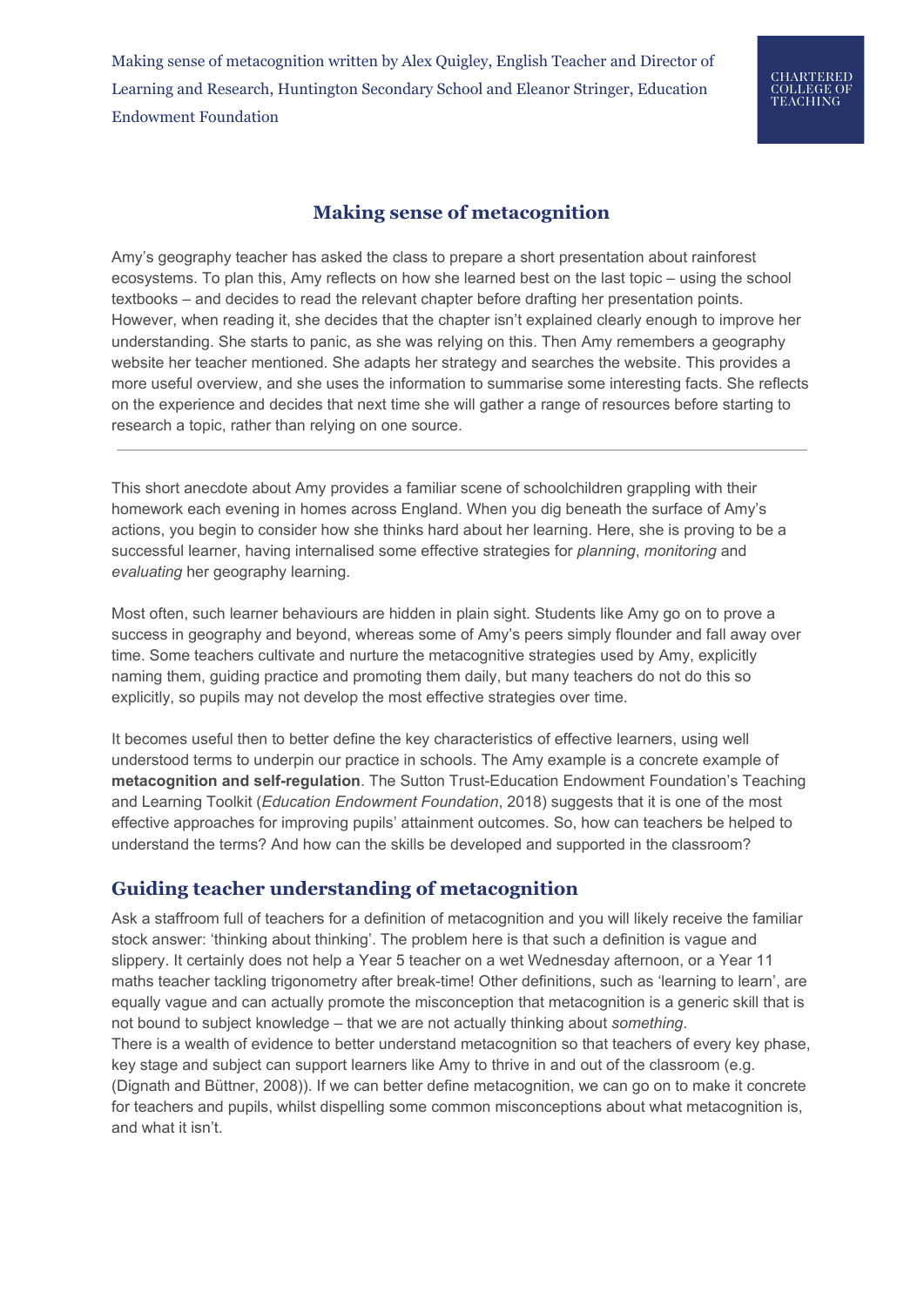Making sense of metacognition written by Alex Quigley, English Teacher and Director of Learning and Research, Huntington Secondary School and Eleanor Stringer, Education Endowment Foundation

CHARTERED COLLEGE OF TEACHING

# Making sense of metacognition

Amy's geography teacher has asked the class to prepare a short presentation about rainforest ecosystems. To plan this, Amy reflects on how she learned best on the last topic – using the school textbooks – and decides to read the relevant chapter before drafting her presentation points. However, when reading it, she decides that the chapter isn't explained clearly enough to improve her understanding. She starts to panic, as she was relying on this. Then Amy remembers a geography website her teacher mentioned. She adapts her strategy and searches the website. This provides a more useful overview, and she uses the information to summarise some interesting facts. She reflects on the experience and decides that next time she will gather a range of resources before starting to research a topic, rather than relying on one source.

---

This short anecdote about Amy provides a familiar scene of schoolchildren grappling with their homework each evening in homes across England. When you dig beneath the surface of Amy's actions, you begin to consider how she thinks hard about her learning. Here, she is proving to be a successful learner, having internalised some effective strategies for *planning*, *monitoring* and *evaluating* her geography learning.

Most often, such learner behaviours are hidden in plain sight. Students like Amy go on to prove a success in geography and beyond, whereas some of Amy's peers simply flounder and fall away over time. Some teachers cultivate and nurture the metacognitive strategies used by Amy, explicitly naming them, guiding practice and promoting them daily, but many teachers do not do this so explicitly, so pupils may not develop the most effective strategies over time.

It becomes useful then to better define the key characteristics of effective learners, using well understood terms to underpin our practice in schools. The Amy example is a concrete example of **metacognition and self-regulation**. The Sutton Trust-Education Endowment Foundation's Teaching and Learning Toolkit (*Education Endowment Foundation*, 2018) suggests that it is one of the most effective approaches for improving pupils' attainment outcomes. So, how can teachers be helped to understand the terms? And how can the skills be developed and supported in the classroom?

## Guiding teacher understanding of metacognition

Ask a staffroom full of teachers for a definition of metacognition and you will likely receive the familiar stock answer: 'thinking about thinking'. The problem here is that such a definition is vague and slippery. It certainly does not help a Year 5 teacher on a wet Wednesday afternoon, or a Year 11 maths teacher tackling trigonometry after break-time! Other definitions, such as 'learning to learn', are equally vague and can actually promote the misconception that metacognition is a generic skill that is not bound to subject knowledge – that we are not actually thinking about *something*.

There is a wealth of evidence to better understand metacognition so that teachers of every key phase, key stage and subject can support learners like Amy to thrive in and out of the classroom (e.g. (Dignath and Büttner, 2008)). If we can better define metacognition, we can go on to make it concrete for teachers and pupils, whilst dispelling some common misconceptions about what metacognition is, and what it isn't.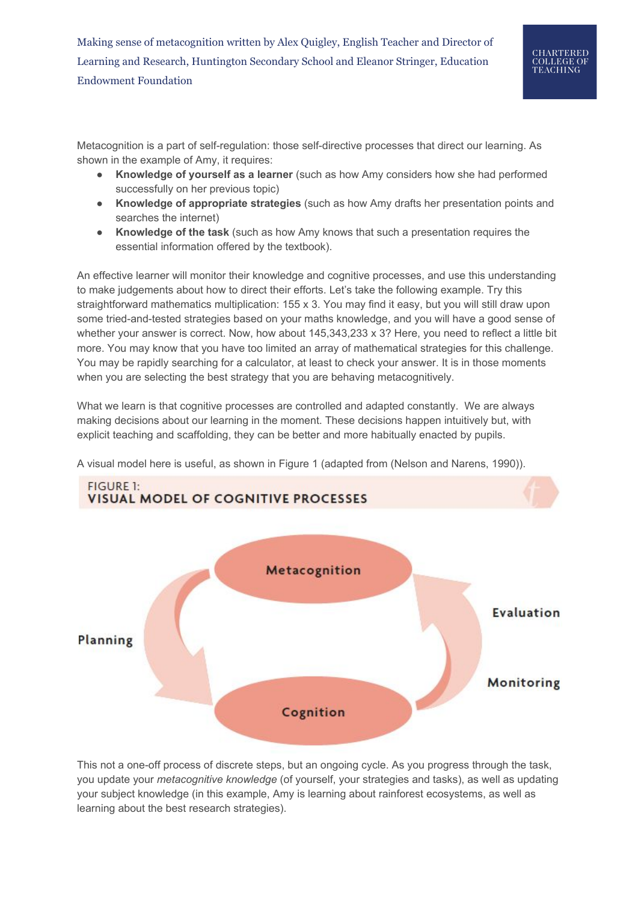Making sense of metacognition written by Alex Quigley, English Teacher and Director of Learning and Research, Huntington Secondary School and Eleanor Stringer, Education Endowment Foundation

Metacognition is a part of self-regulation: those self-directive processes that direct our learning. As shown in the example of Amy, it requires:

- **Knowledge of yourself as a learner** (such as how Amy considers how she had performed successfully on her previous topic)
- **Knowledge of appropriate strategies** (such as how Amy drafts her presentation points and searches the internet)
- **Knowledge of the task** (such as how Amy knows that such a presentation requires the essential information offered by the textbook).

An effective learner will monitor their knowledge and cognitive processes, and use this understanding to make judgements about how to direct their efforts. Let's take the following example. Try this straightforward mathematics multiplication: 155 x 3. You may find it easy, but you will still draw upon some tried-and-tested strategies based on your maths knowledge, and you will have a good sense of whether your answer is correct. Now, how about 145,343,233 x 3? Here, you need to reflect a little bit more. You may know that you have too limited an array of mathematical strategies for this challenge. You may be rapidly searching for a calculator, at least to check your answer. It is in those moments when you are selecting the best strategy that you are behaving metacognitively.

What we learn is that cognitive processes are controlled and adapted constantly. We are always making decisions about our learning in the moment. These decisions happen intuitively but, with explicit teaching and scaffolding, they can be better and more habitually enacted by pupils.

A visual model here is useful, as shown in Figure 1 (adapted from (Nelson and Narens, 1990)).

FIGURE 1:
VISUAL MODEL OF COGNITIVE PROCESSES

Metacognition — Planning → Cognition — Monitoring / Evaluation → Metacognition

This not a one-off process of discrete steps, but an ongoing cycle. As you progress through the task, you update your *metacognitive knowledge* (of yourself, your strategies and tasks), as well as updating your subject knowledge (in this example, Amy is learning about rainforest ecosystems, as well as learning about the best research strategies).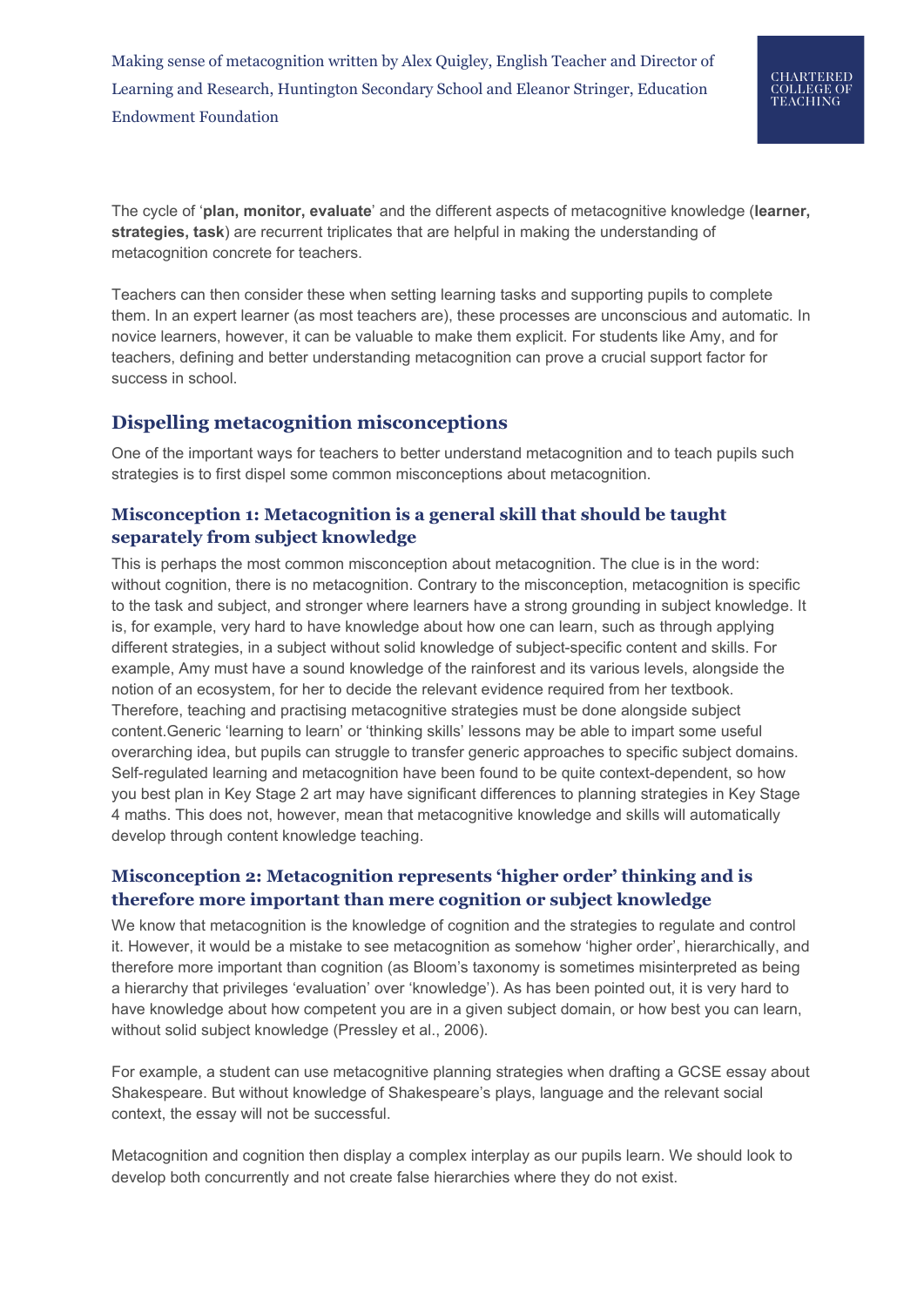The cycle of '**plan, monitor, evaluate**' and the different aspects of metacognitive knowledge (**learner, strategies, task**) are recurrent triplicates that are helpful in making the understanding of metacognition concrete for teachers.

Teachers can then consider these when setting learning tasks and supporting pupils to complete them. In an expert learner (as most teachers are), these processes are unconscious and automatic. In novice learners, however, it can be valuable to make them explicit. For students like Amy, and for teachers, defining and better understanding metacognition can prove a crucial support factor for success in school.

## Dispelling metacognition misconceptions

One of the important ways for teachers to better understand metacognition and to teach pupils such strategies is to first dispel some common misconceptions about metacognition.

### Misconception 1: Metacognition is a general skill that should be taught separately from subject knowledge

This is perhaps the most common misconception about metacognition. The clue is in the word: without cognition, there is no metacognition. Contrary to the misconception, metacognition is specific to the task and subject, and stronger where learners have a strong grounding in subject knowledge. It is, for example, very hard to have knowledge about how one can learn, such as through applying different strategies, in a subject without solid knowledge of subject-specific content and skills. For example, Amy must have a sound knowledge of the rainforest and its various levels, alongside the notion of an ecosystem, for her to decide the relevant evidence required from her textbook. Therefore, teaching and practising metacognitive strategies must be done alongside subject content.Generic 'learning to learn' or 'thinking skills' lessons may be able to impart some useful overarching idea, but pupils can struggle to transfer generic approaches to specific subject domains. Self-regulated learning and metacognition have been found to be quite context-dependent, so how you best plan in Key Stage 2 art may have significant differences to planning strategies in Key Stage 4 maths. This does not, however, mean that metacognitive knowledge and skills will automatically develop through content knowledge teaching.

### Misconception 2: Metacognition represents 'higher order' thinking and is therefore more important than mere cognition or subject knowledge

We know that metacognition is the knowledge of cognition and the strategies to regulate and control it. However, it would be a mistake to see metacognition as somehow 'higher order', hierarchically, and therefore more important than cognition (as Bloom's taxonomy is sometimes misinterpreted as being a hierarchy that privileges 'evaluation' over 'knowledge'). As has been pointed out, it is very hard to have knowledge about how competent you are in a given subject domain, or how best you can learn, without solid subject knowledge (Pressley et al., 2006).

For example, a student can use metacognitive planning strategies when drafting a GCSE essay about Shakespeare. But without knowledge of Shakespeare's plays, language and the relevant social context, the essay will not be successful.

Metacognition and cognition then display a complex interplay as our pupils learn. We should look to develop both concurrently and not create false hierarchies where they do not exist.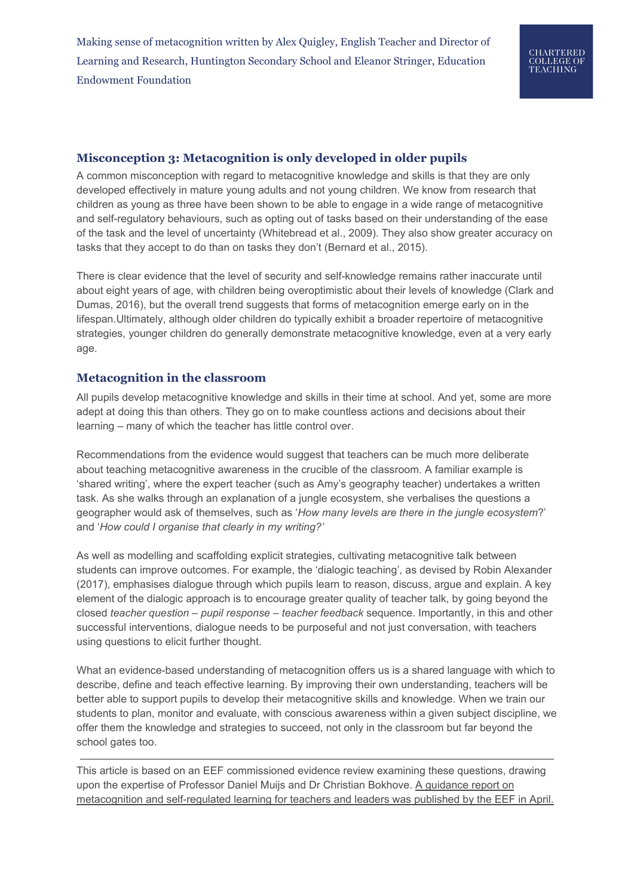## Misconception 3: Metacognition is only developed in older pupils

A common misconception with regard to metacognitive knowledge and skills is that they are only developed effectively in mature young adults and not young children. We know from research that children as young as three have been shown to be able to engage in a wide range of metacognitive and self-regulatory behaviours, such as opting out of tasks based on their understanding of the ease of the task and the level of uncertainty (Whitebread et al., 2009). They also show greater accuracy on tasks that they accept to do than on tasks they don't (Bernard et al., 2015).

There is clear evidence that the level of security and self-knowledge remains rather inaccurate until about eight years of age, with children being overoptimistic about their levels of knowledge (Clark and Dumas, 2016), but the overall trend suggests that forms of metacognition emerge early on in the lifespan.Ultimately, although older children do typically exhibit a broader repertoire of metacognitive strategies, younger children do generally demonstrate metacognitive knowledge, even at a very early age.

## Metacognition in the classroom

All pupils develop metacognitive knowledge and skills in their time at school. And yet, some are more adept at doing this than others. They go on to make countless actions and decisions about their learning – many of which the teacher has little control over.

Recommendations from the evidence would suggest that teachers can be much more deliberate about teaching metacognitive awareness in the crucible of the classroom. A familiar example is 'shared writing', where the expert teacher (such as Amy's geography teacher) undertakes a written task. As she walks through an explanation of a jungle ecosystem, she verbalises the questions a geographer would ask of themselves, such as '*How many levels are there in the jungle ecosystem*?' and '*How could I organise that clearly in my writing?'*

As well as modelling and scaffolding explicit strategies, cultivating metacognitive talk between students can improve outcomes. For example, the 'dialogic teaching', as devised by Robin Alexander (2017), emphasises dialogue through which pupils learn to reason, discuss, argue and explain. A key element of the dialogic approach is to encourage greater quality of teacher talk, by going beyond the closed *teacher question – pupil response – teacher feedback* sequence. Importantly, in this and other successful interventions, dialogue needs to be purposeful and not just conversation, with teachers using questions to elicit further thought.

What an evidence-based understanding of metacognition offers us is a shared language with which to describe, define and teach effective learning. By improving their own understanding, teachers will be better able to support pupils to develop their metacognitive skills and knowledge. When we train our students to plan, monitor and evaluate, with conscious awareness within a given subject discipline, we offer them the knowledge and strategies to succeed, not only in the classroom but far beyond the school gates too.

---

This article is based on an EEF commissioned evidence review examining these questions, drawing upon the expertise of Professor Daniel Muijs and Dr Christian Bokhove. A guidance report on metacognition and self-regulated learning for teachers and leaders was published by the EEF in April.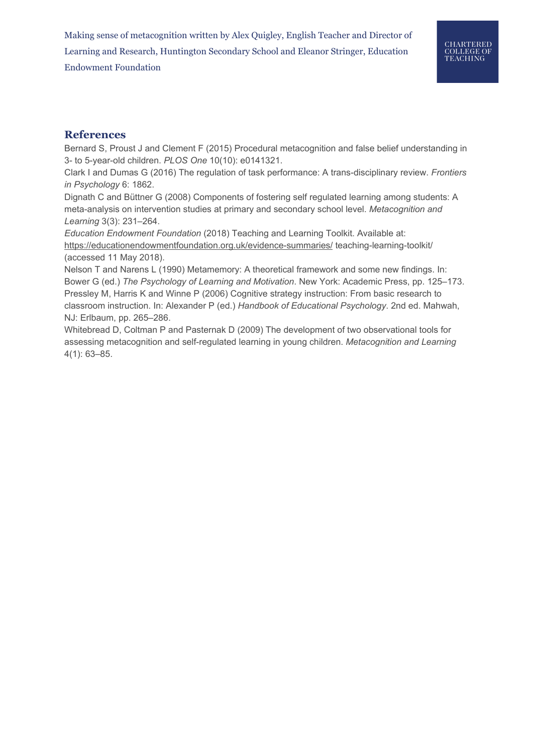## References

Bernard S, Proust J and Clement F (2015) Procedural metacognition and false belief understanding in 3- to 5-year-old children. *PLOS One* 10(10): e0141321.

Clark I and Dumas G (2016) The regulation of task performance: A trans-disciplinary review. *Frontiers in Psychology* 6: 1862.

Dignath C and Büttner G (2008) Components of fostering self regulated learning among students: A meta-analysis on intervention studies at primary and secondary school level. *Metacognition and Learning* 3(3): 231–264.

*Education Endowment Foundation* (2018) Teaching and Learning Toolkit. Available at: https://educationendowmentfoundation.org.uk/evidence-summaries/ teaching-learning-toolkit/ (accessed 11 May 2018).

Nelson T and Narens L (1990) Metamemory: A theoretical framework and some new findings. In: Bower G (ed.) *The Psychology of Learning and Motivation*. New York: Academic Press, pp. 125–173.

Pressley M, Harris K and Winne P (2006) Cognitive strategy instruction: From basic research to classroom instruction. In: Alexander P (ed.) *Handbook of Educational Psychology*. 2nd ed. Mahwah, NJ: Erlbaum, pp. 265–286.

Whitebread D, Coltman P and Pasternak D (2009) The development of two observational tools for assessing metacognition and self-regulated learning in young children. *Metacognition and Learning* 4(1): 63–85.